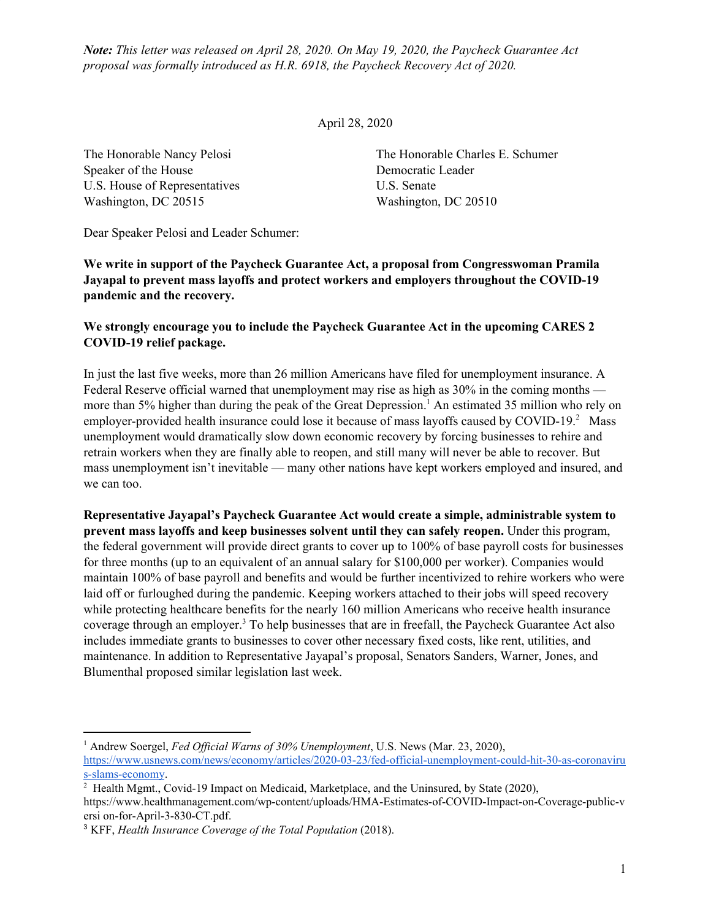*Note: This letter was released on April 28, 2020. On May 19, 2020, the Paycheck Guarantee Act proposal was formally introduced as H.R. 6918, the Paycheck Recovery Act of 2020.*

April 28, 2020

The Honorable Nancy Pelosi
Speaker of the House
U.S. House of Representatives
Washington, DC 20515

The Honorable Charles E. Schumer
Democratic Leader
U.S. Senate
Washington, DC 20510

Dear Speaker Pelosi and Leader Schumer:

**We write in support of the Paycheck Guarantee Act, a proposal from Congresswoman Pramila Jayapal to prevent mass layoffs and protect workers and employers throughout the COVID-19 pandemic and the recovery.**

**We strongly encourage you to include the Paycheck Guarantee Act in the upcoming CARES 2 COVID-19 relief package.**

In just the last five weeks, more than 26 million Americans have filed for unemployment insurance. A Federal Reserve official warned that unemployment may rise as high as 30% in the coming months — more than 5% higher than during the peak of the Great Depression.[1] An estimated 35 million who rely on employer-provided health insurance could lose it because of mass layoffs caused by COVID-19.[2] Mass unemployment would dramatically slow down economic recovery by forcing businesses to rehire and retrain workers when they are finally able to reopen, and still many will never be able to recover. But mass unemployment isn't inevitable — many other nations have kept workers employed and insured, and we can too.

**Representative Jayapal's Paycheck Guarantee Act would create a simple, administrable system to prevent mass layoffs and keep businesses solvent until they can safely reopen.** Under this program, the federal government will provide direct grants to cover up to 100% of base payroll costs for businesses for three months (up to an equivalent of an annual salary for $100,000 per worker). Companies would maintain 100% of base payroll and benefits and would be further incentivized to rehire workers who were laid off or furloughed during the pandemic. Keeping workers attached to their jobs will speed recovery while protecting healthcare benefits for the nearly 160 million Americans who receive health insurance coverage through an employer.[3] To help businesses that are in freefall, the Paycheck Guarantee Act also includes immediate grants to businesses to cover other necessary fixed costs, like rent, utilities, and maintenance. In addition to Representative Jayapal's proposal, Senators Sanders, Warner, Jones, and Blumenthal proposed similar legislation last week.

---

[1] Andrew Soergel, *Fed Official Warns of 30% Unemployment*, U.S. News (Mar. 23, 2020), https://www.usnews.com/news/economy/articles/2020-03-23/fed-official-unemployment-could-hit-30-as-coronavirus-slams-economy.

[2] Health Mgmt., Covid-19 Impact on Medicaid, Marketplace, and the Uninsured, by State (2020), https://www.healthmanagement.com/wp-content/uploads/HMA-Estimates-of-COVID-Impact-on-Coverage-public-versi on-for-April-3-830-CT.pdf.

[3] KFF, *Health Insurance Coverage of the Total Population* (2018).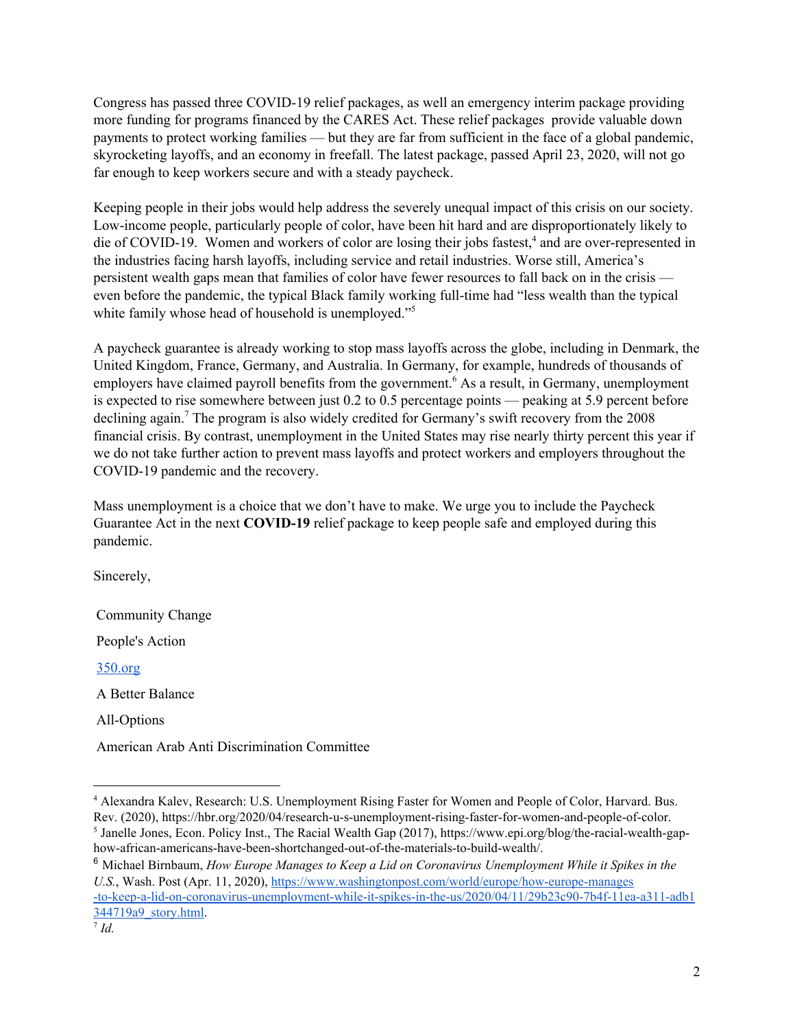Congress has passed three COVID-19 relief packages, as well an emergency interim package providing more funding for programs financed by the CARES Act. These relief packages provide valuable down payments to protect working families — but they are far from sufficient in the face of a global pandemic, skyrocketing layoffs, and an economy in freefall. The latest package, passed April 23, 2020, will not go far enough to keep workers secure and with a steady paycheck.

Keeping people in their jobs would help address the severely unequal impact of this crisis on our society. Low-income people, particularly people of color, have been hit hard and are disproportionately likely to die of COVID-19. Women and workers of color are losing their jobs fastest,[4] and are over-represented in the industries facing harsh layoffs, including service and retail industries. Worse still, America's persistent wealth gaps mean that families of color have fewer resources to fall back on in the crisis — even before the pandemic, the typical Black family working full-time had "less wealth than the typical white family whose head of household is unemployed."[5]

A paycheck guarantee is already working to stop mass layoffs across the globe, including in Denmark, the United Kingdom, France, Germany, and Australia. In Germany, for example, hundreds of thousands of employers have claimed payroll benefits from the government.[6] As a result, in Germany, unemployment is expected to rise somewhere between just 0.2 to 0.5 percentage points — peaking at 5.9 percent before declining again.[7] The program is also widely credited for Germany's swift recovery from the 2008 financial crisis. By contrast, unemployment in the United States may rise nearly thirty percent this year if we do not take further action to prevent mass layoffs and protect workers and employers throughout the COVID-19 pandemic and the recovery.

Mass unemployment is a choice that we don't have to make. We urge you to include the Paycheck Guarantee Act in the next **COVID-19** relief package to keep people safe and employed during this pandemic.

Sincerely,

Community Change

People's Action

350.org

A Better Balance

All-Options

American Arab Anti Discrimination Committee

---

[4] Alexandra Kalev, Research: U.S. Unemployment Rising Faster for Women and People of Color, Harvard. Bus. Rev. (2020), https://hbr.org/2020/04/research-u-s-unemployment-rising-faster-for-women-and-people-of-color.

[5] Janelle Jones, Econ. Policy Inst., The Racial Wealth Gap (2017), https://www.epi.org/blog/the-racial-wealth-gap-how-african-americans-have-been-shortchanged-out-of-the-materials-to-build-wealth/.

[6] Michael Birnbaum, *How Europe Manages to Keep a Lid on Coronavirus Unemployment While it Spikes in the U.S.*, Wash. Post (Apr. 11, 2020), https://www.washingtonpost.com/world/europe/how-europe-manages-to-keep-a-lid-on-coronavirus-unemployment-while-it-spikes-in-the-us/2020/04/11/29b23c90-7b4f-11ea-a311-adb1344719a9_story.html.

[7] *Id.*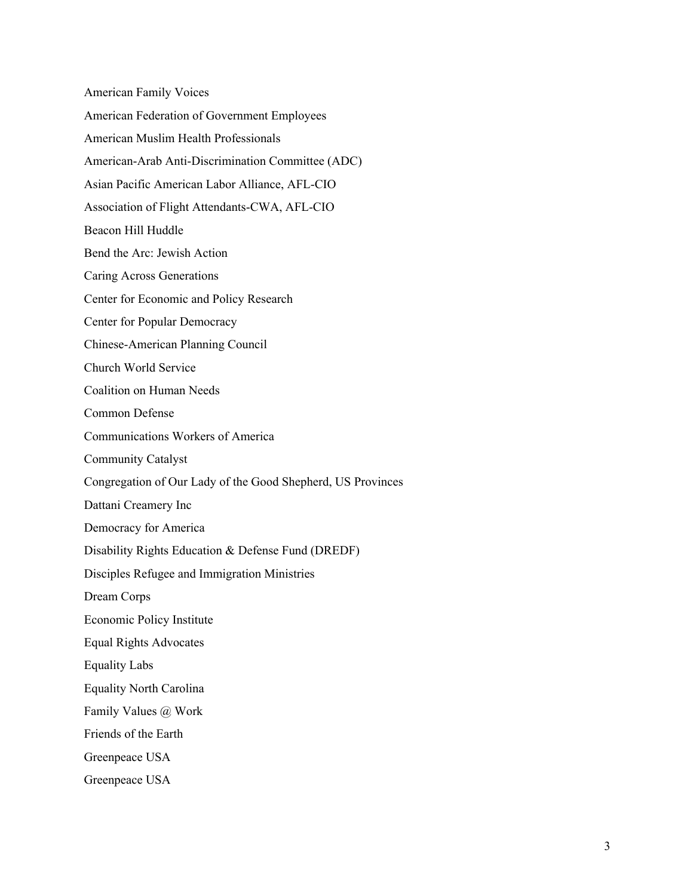American Family Voices

American Federation of Government Employees

American Muslim Health Professionals

American-Arab Anti-Discrimination Committee (ADC)

Asian Pacific American Labor Alliance, AFL-CIO

Association of Flight Attendants-CWA, AFL-CIO

Beacon Hill Huddle

Bend the Arc: Jewish Action

Caring Across Generations

Center for Economic and Policy Research

Center for Popular Democracy

Chinese-American Planning Council

Church World Service

Coalition on Human Needs

Common Defense

Communications Workers of America

Community Catalyst

Congregation of Our Lady of the Good Shepherd, US Provinces

Dattani Creamery Inc

Democracy for America

Disability Rights Education & Defense Fund (DREDF)

Disciples Refugee and Immigration Ministries

Dream Corps

Economic Policy Institute

Equal Rights Advocates

Equality Labs

Equality North Carolina

Family Values @ Work

Friends of the Earth

Greenpeace USA

Greenpeace USA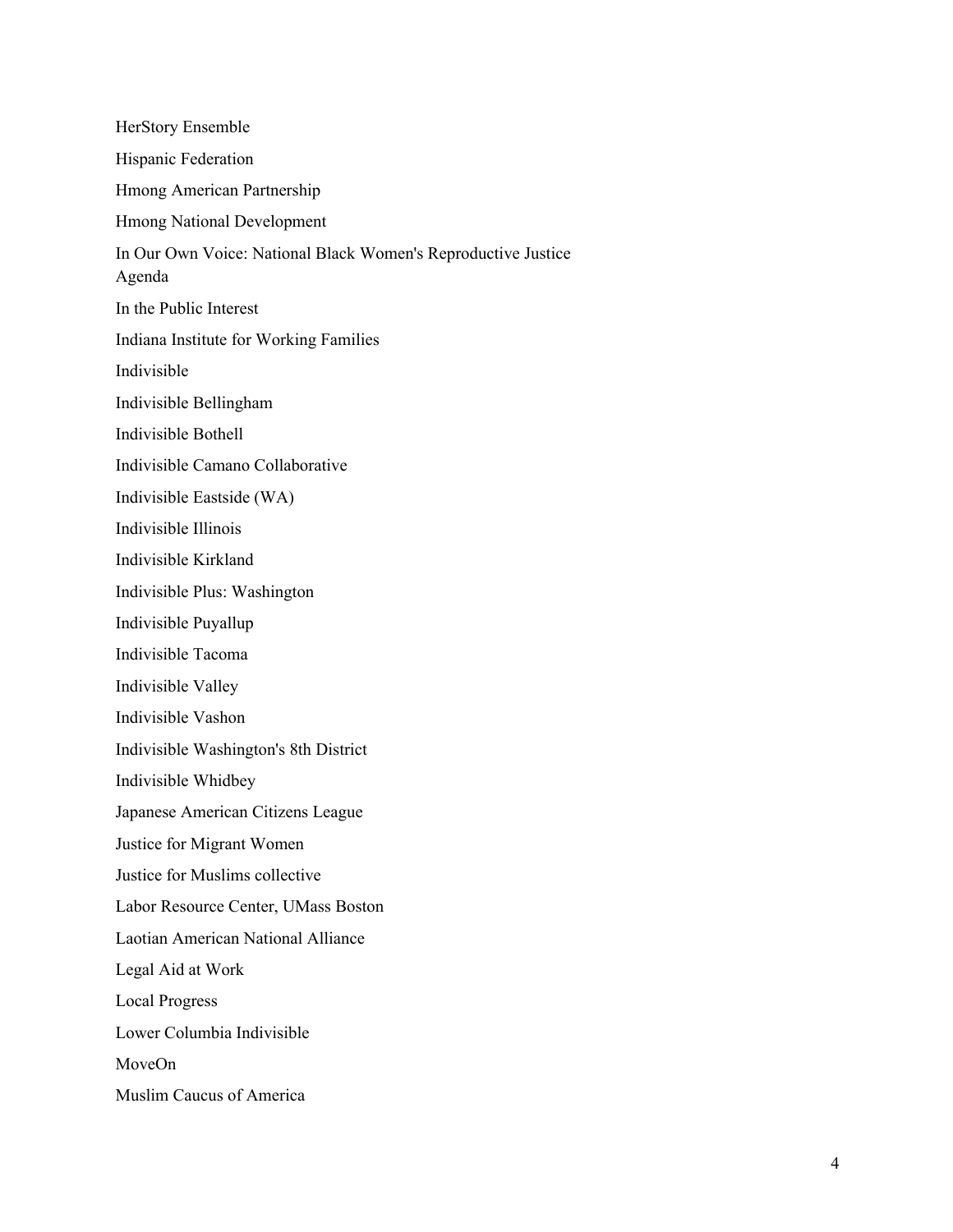HerStory Ensemble

Hispanic Federation

Hmong American Partnership

Hmong National Development

In Our Own Voice: National Black Women's Reproductive Justice Agenda

In the Public Interest

Indiana Institute for Working Families

Indivisible

Indivisible Bellingham

Indivisible Bothell

Indivisible Camano Collaborative

Indivisible Eastside (WA)

Indivisible Illinois

Indivisible Kirkland

Indivisible Plus: Washington

Indivisible Puyallup

Indivisible Tacoma

Indivisible Valley

Indivisible Vashon

Indivisible Washington's 8th District

Indivisible Whidbey

Japanese American Citizens League

Justice for Migrant Women

Justice for Muslims collective

Labor Resource Center, UMass Boston

Laotian American National Alliance

Legal Aid at Work

Local Progress

Lower Columbia Indivisible

MoveOn

Muslim Caucus of America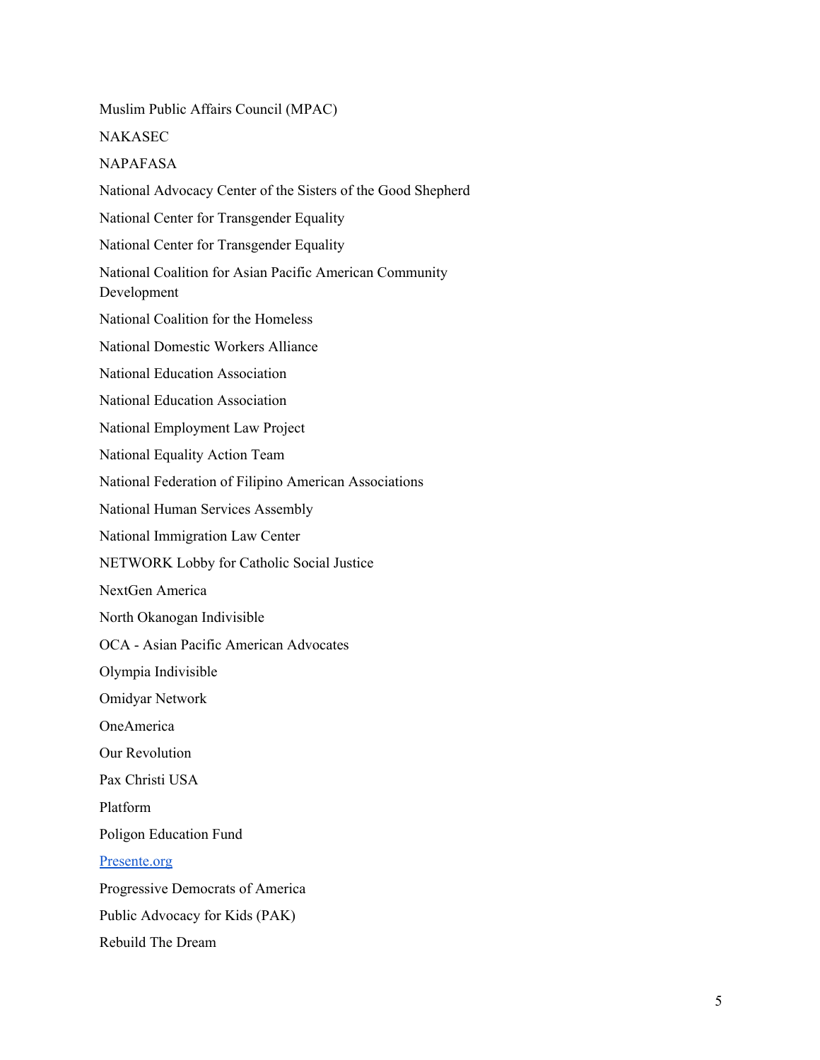Muslim Public Affairs Council (MPAC)

NAKASEC

NAPAFASA

National Advocacy Center of the Sisters of the Good Shepherd

National Center for Transgender Equality

National Center for Transgender Equality

National Coalition for Asian Pacific American Community Development

National Coalition for the Homeless

National Domestic Workers Alliance

National Education Association

National Education Association

National Employment Law Project

National Equality Action Team

National Federation of Filipino American Associations

National Human Services Assembly

National Immigration Law Center

NETWORK Lobby for Catholic Social Justice

NextGen America

North Okanogan Indivisible

OCA - Asian Pacific American Advocates

Olympia Indivisible

Omidyar Network

OneAmerica

Our Revolution

Pax Christi USA

Platform

Poligon Education Fund

Presente.org

Progressive Democrats of America

Public Advocacy for Kids (PAK)

Rebuild The Dream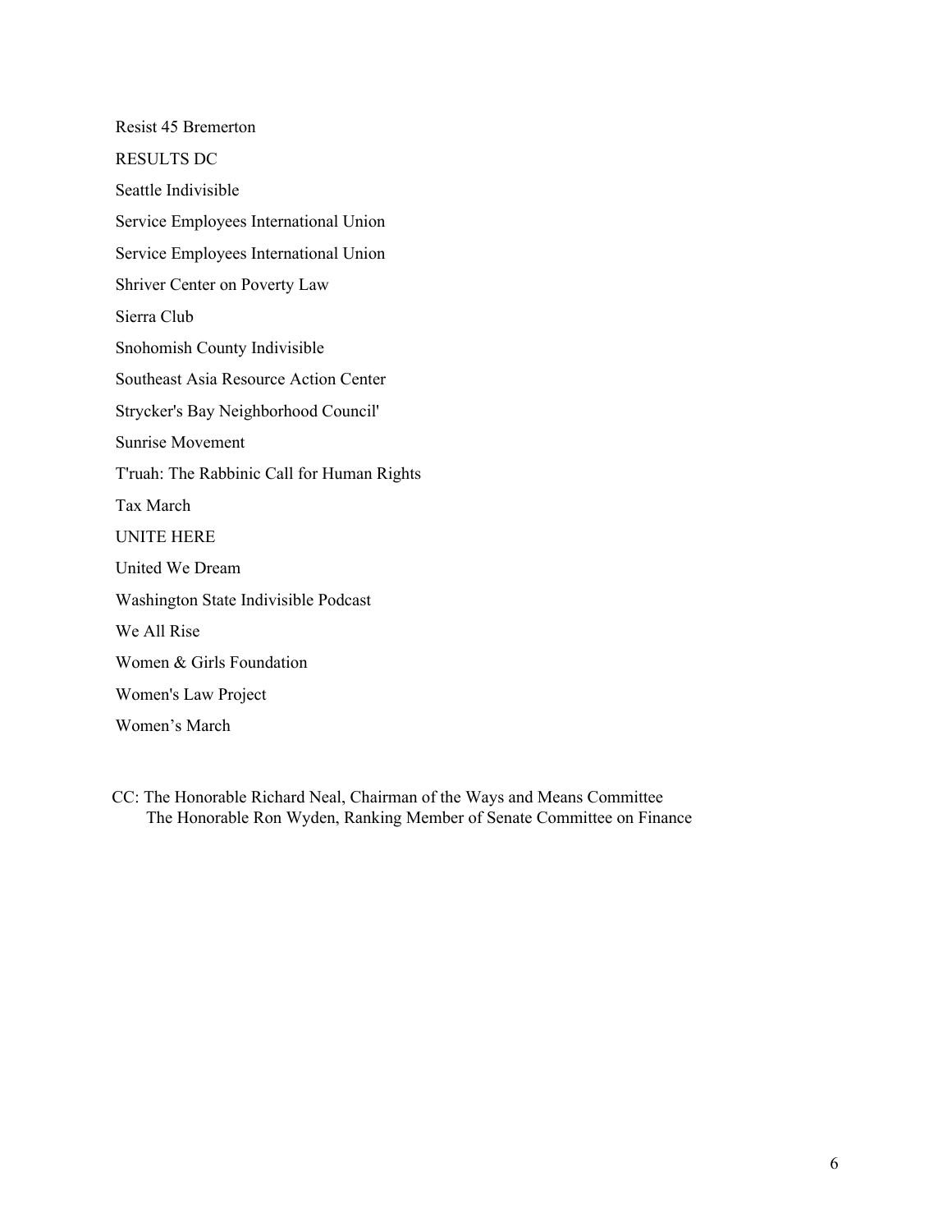Resist 45 Bremerton

RESULTS DC

Seattle Indivisible

Service Employees International Union

Service Employees International Union

Shriver Center on Poverty Law

Sierra Club

Snohomish County Indivisible

Southeast Asia Resource Action Center

Strycker's Bay Neighborhood Council'

Sunrise Movement

T'ruah: The Rabbinic Call for Human Rights

Tax March

UNITE HERE

United We Dream

Washington State Indivisible Podcast

We All Rise

Women & Girls Foundation

Women's Law Project

Women’s March

CC: The Honorable Richard Neal, Chairman of the Ways and Means Committee
The Honorable Ron Wyden, Ranking Member of Senate Committee on Finance